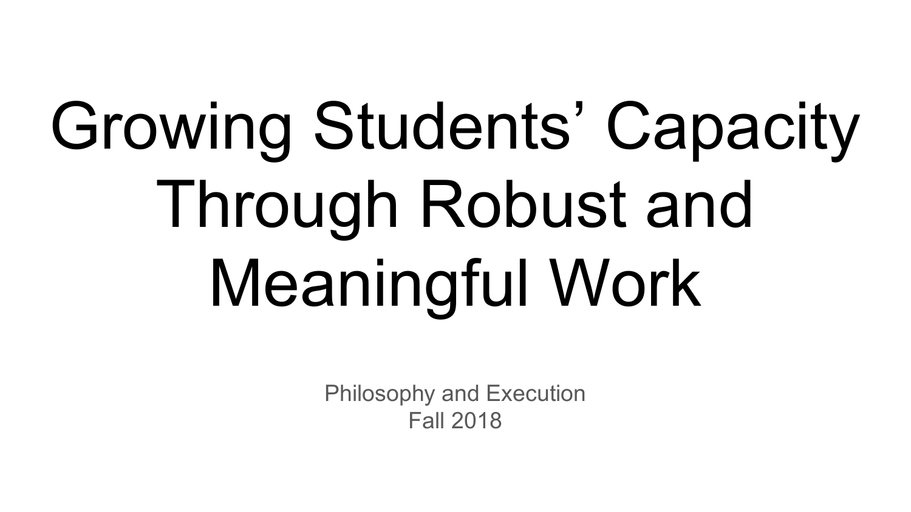# Growing Students' Capacity Through Robust and Meaningful Work

Philosophy and Execution
Fall 2018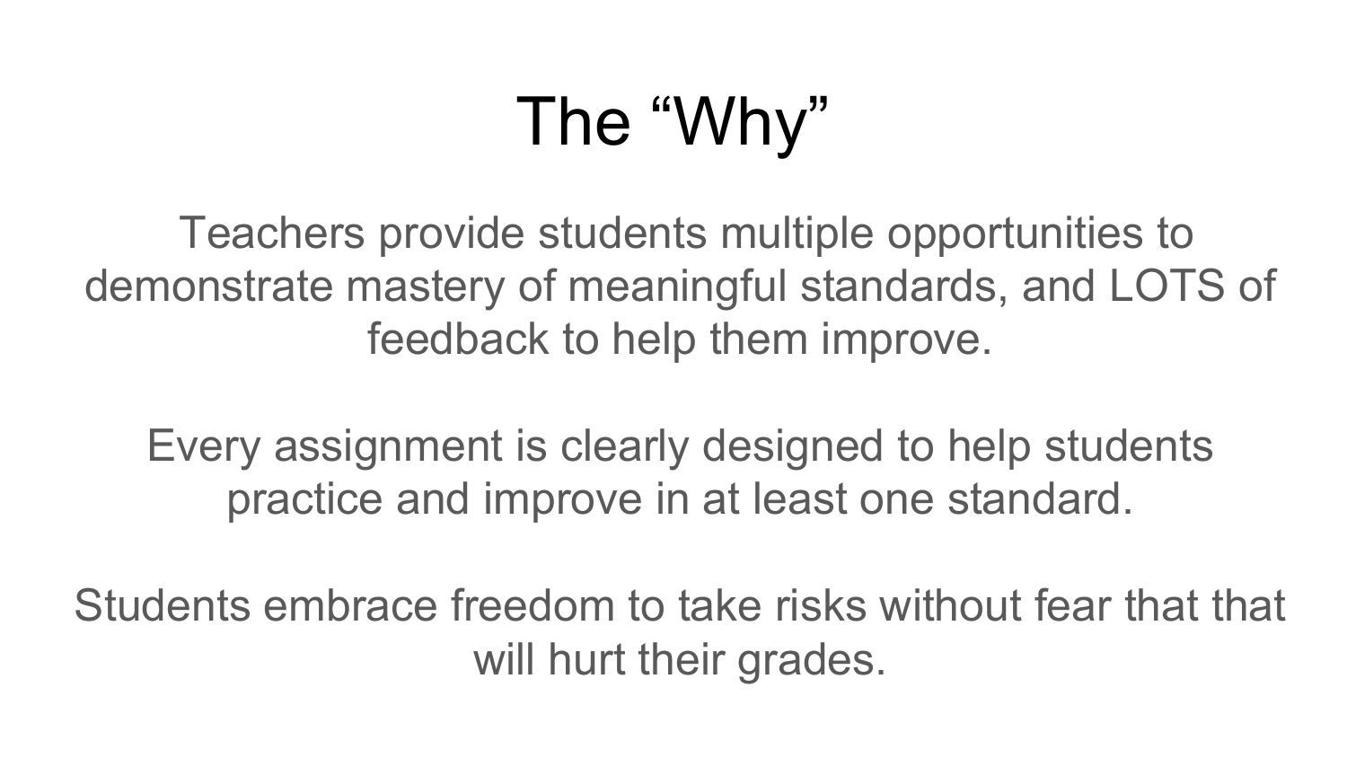# The “Why”

Teachers provide students multiple opportunities to demonstrate mastery of meaningful standards, and LOTS of feedback to help them improve.

Every assignment is clearly designed to help students practice and improve in at least one standard.

Students embrace freedom to take risks without fear that that will hurt their grades.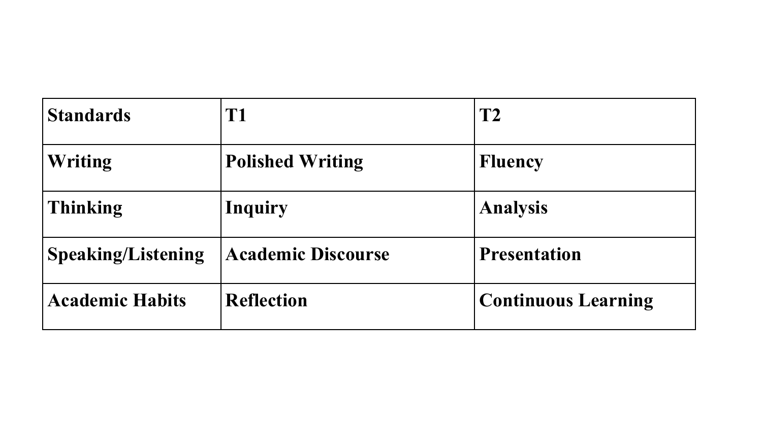| Standards | T1 | T2 |
| --- | --- | --- |
| Writing | Polished Writing | Fluency |
| Thinking | Inquiry | Analysis |
| Speaking/Listening | Academic Discourse | Presentation |
| Academic Habits | Reflection | Continuous Learning |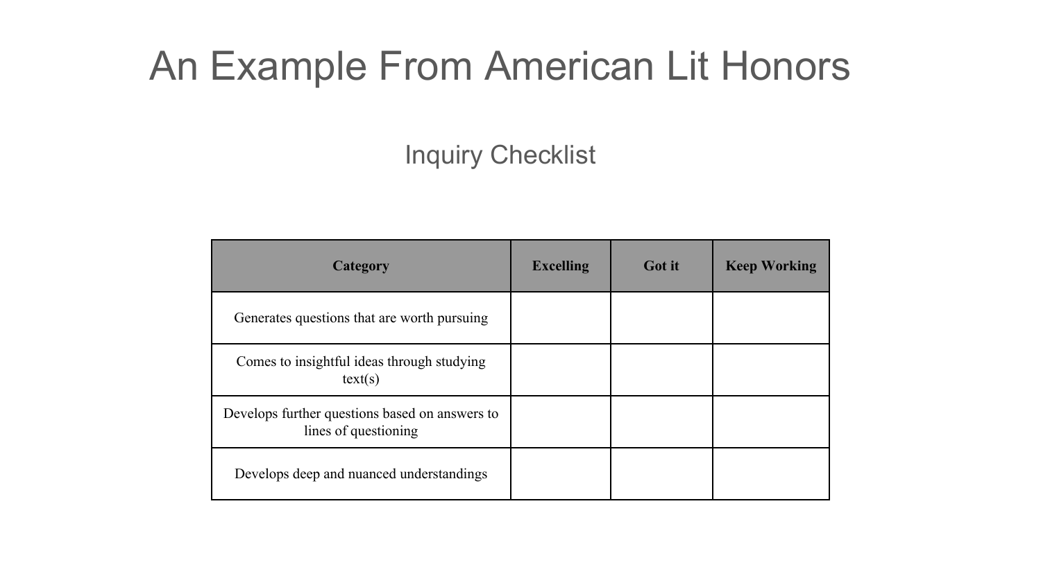# An Example From American Lit Honors

## Inquiry Checklist

| Category | Excelling | Got it | Keep Working |
|---|---|---|---|
| Generates questions that are worth pursuing | | | |
| Comes to insightful ideas through studying text(s) | | | |
| Develops further questions based on answers to lines of questioning | | | |
| Develops deep and nuanced understandings | | | |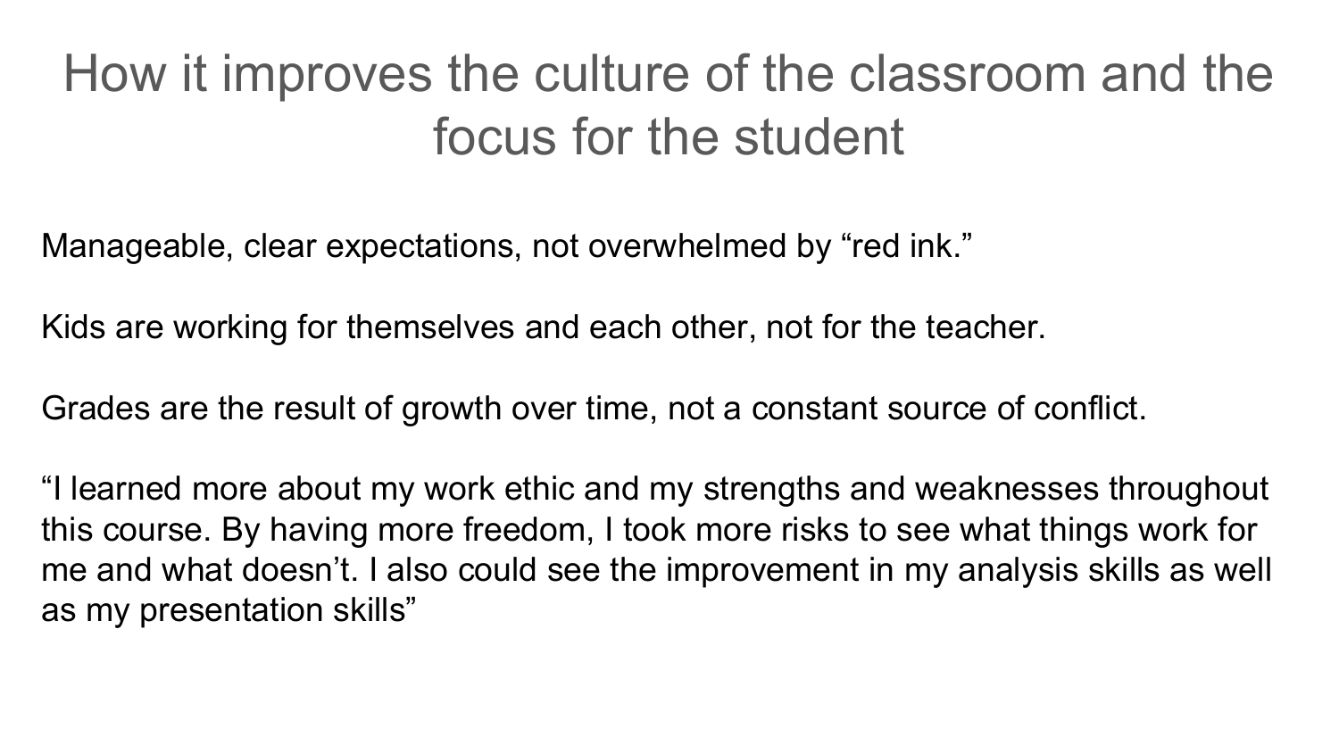# How it improves the culture of the classroom and the focus for the student

Manageable, clear expectations, not overwhelmed by “red ink.”

Kids are working for themselves and each other, not for the teacher.

Grades are the result of growth over time, not a constant source of conflict.

“I learned more about my work ethic and my strengths and weaknesses throughout this course. By having more freedom, I took more risks to see what things work for me and what doesn’t. I also could see the improvement in my analysis skills as well as my presentation skills”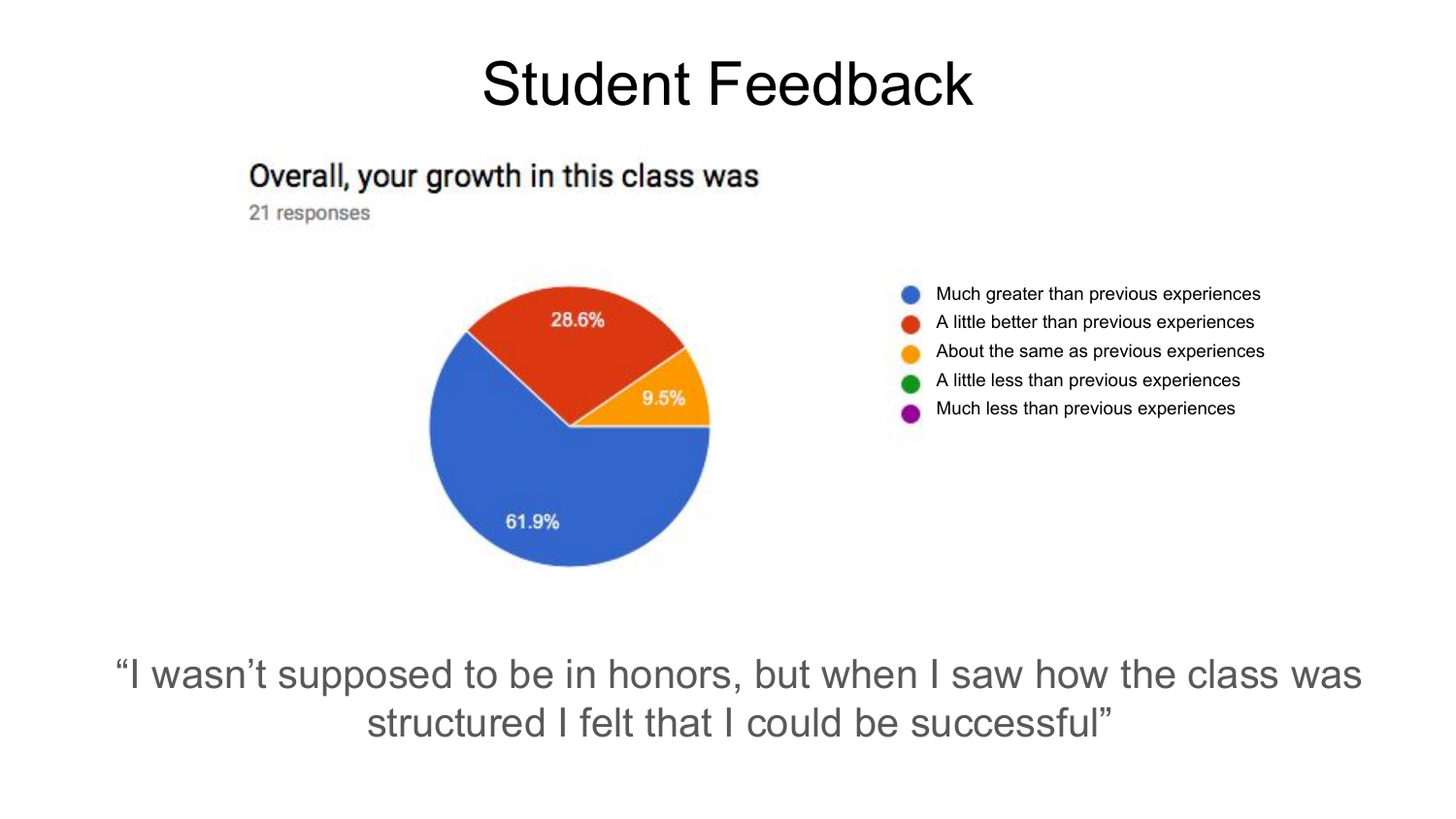# Student Feedback

**Overall, your growth in this class was**

21 responses

| Response | Percentage |
|---|---|
| Much greater than previous experiences | 61.9% |
| A little better than previous experiences | 28.6% |
| About the same as previous experiences | 9.5% |
| A little less than previous experiences | |
| Much less than previous experiences | |

"I wasn't supposed to be in honors, but when I saw how the class was structured I felt that I could be successful"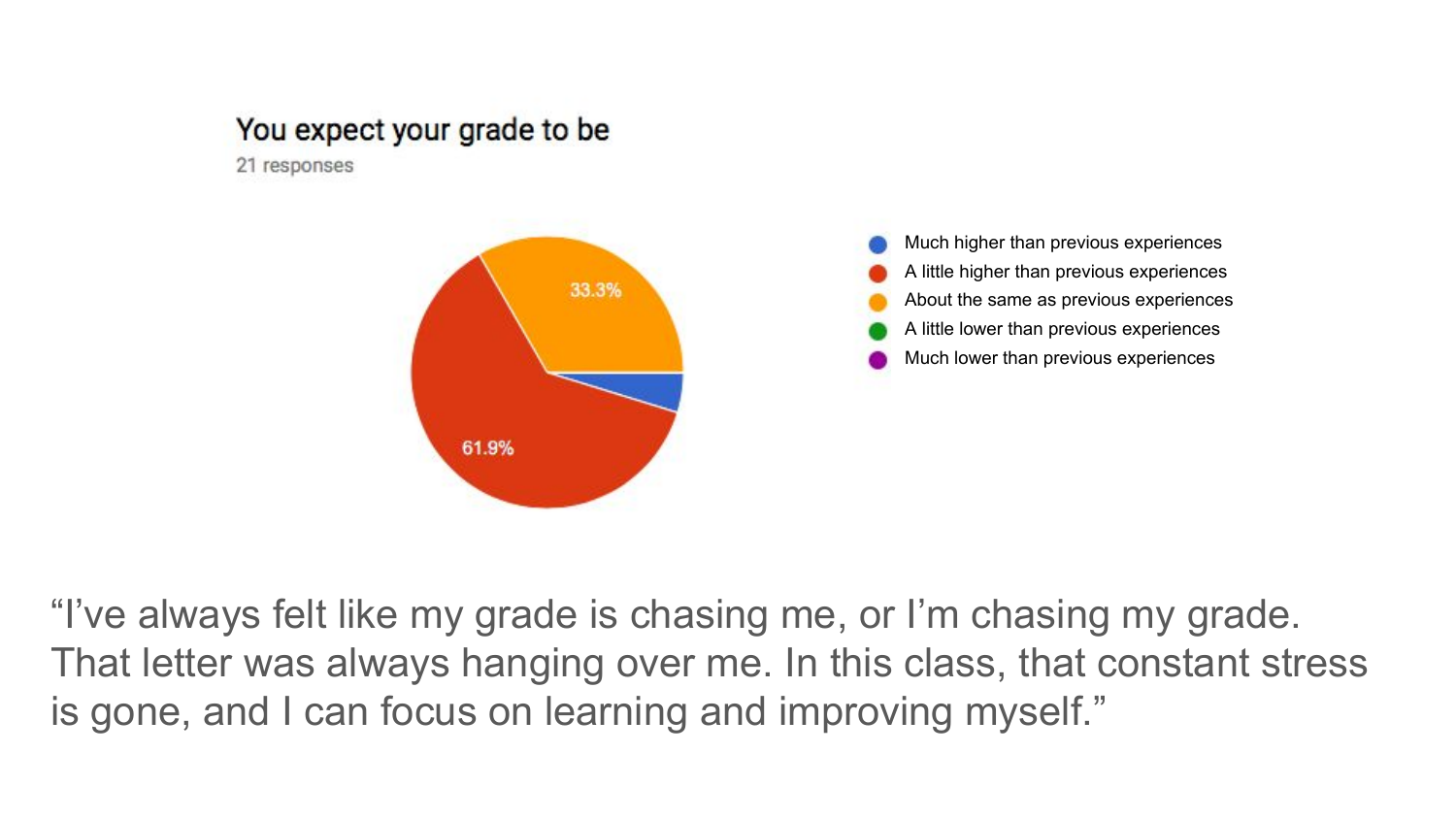You expect your grade to be

21 responses

- Much higher than previous experiences
- A little higher than previous experiences: 61.9%
- About the same as previous experiences: 33.3%
- A little lower than previous experiences
- Much lower than previous experiences

"I've always felt like my grade is chasing me, or I'm chasing my grade. That letter was always hanging over me. In this class, that constant stress is gone, and I can focus on learning and improving myself."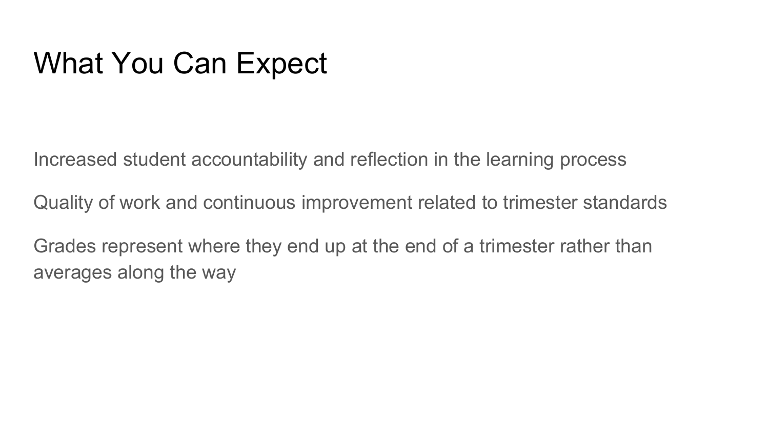# What You Can Expect

Increased student accountability and reflection in the learning process

Quality of work and continuous improvement related to trimester standards

Grades represent where they end up at the end of a trimester rather than averages along the way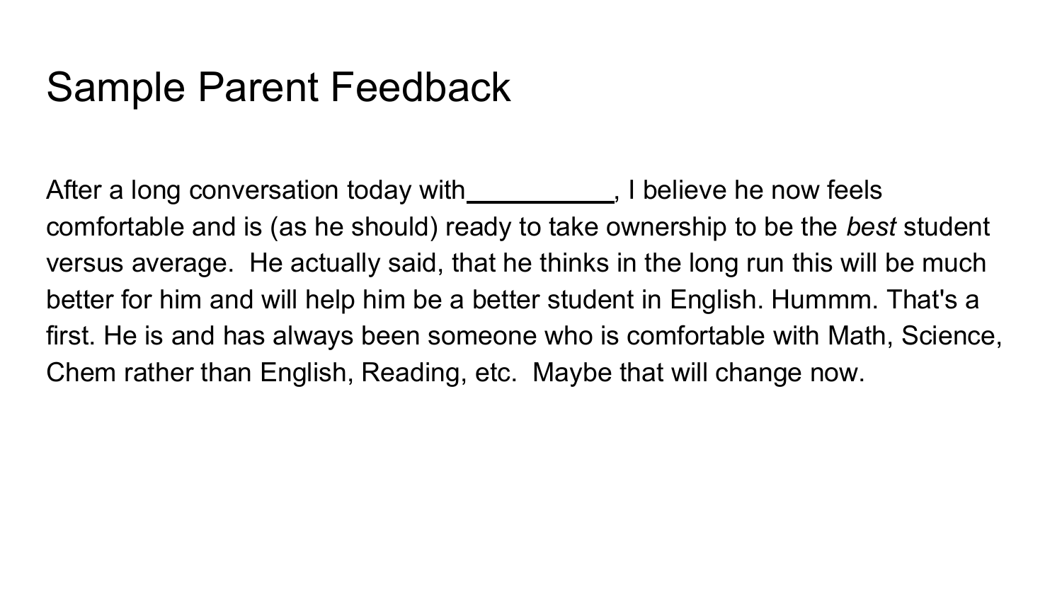# Sample Parent Feedback

After a long conversation today with__________, I believe he now feels comfortable and is (as he should) ready to take ownership to be the *best* student versus average. He actually said, that he thinks in the long run this will be much better for him and will help him be a better student in English. Hummm. That's a first. He is and has always been someone who is comfortable with Math, Science, Chem rather than English, Reading, etc. Maybe that will change now.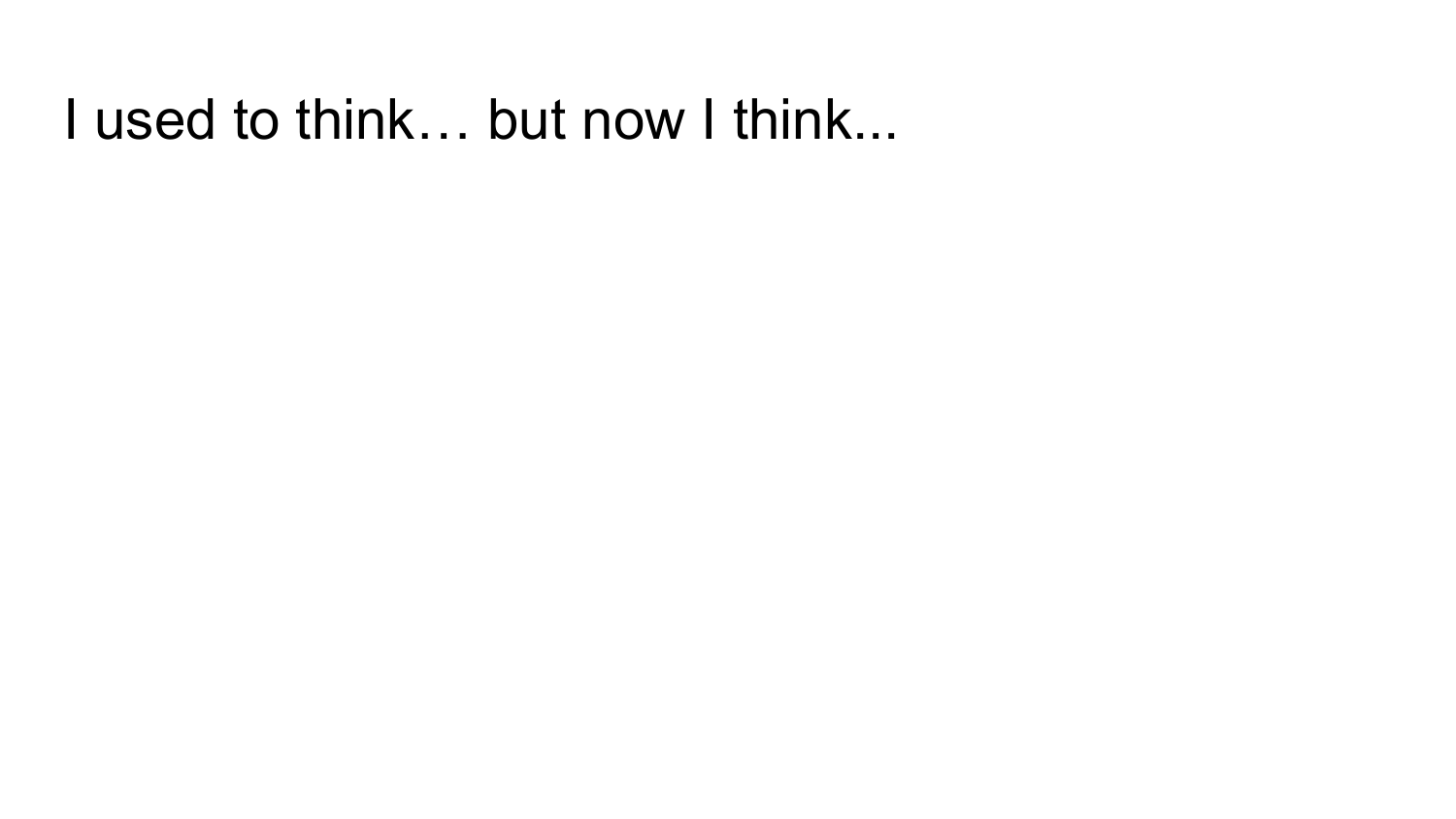# I used to think… but now I think...